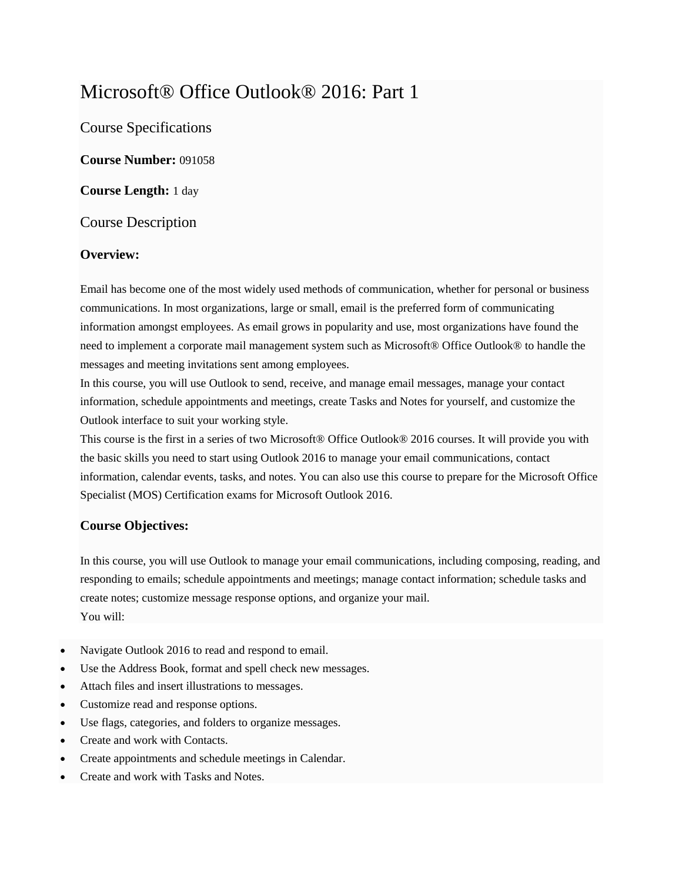# Microsoft® Office Outlook® 2016: Part 1

## Course Specifications

**Course Number:** 091058

**Course Length:** 1 day

## Course Description

### Overview:

Email has become one of the most widely used methods of communication, whether for personal or business communications. In most organizations, large or small, email is the preferred form of communicating information amongst employees. As email grows in popularity and use, most organizations have found the need to implement a corporate mail management system such as Microsoft® Office Outlook® to handle the messages and meeting invitations sent among employees.
In this course, you will use Outlook to send, receive, and manage email messages, manage your contact information, schedule appointments and meetings, create Tasks and Notes for yourself, and customize the Outlook interface to suit your working style.
This course is the first in a series of two Microsoft® Office Outlook® 2016 courses. It will provide you with the basic skills you need to start using Outlook 2016 to manage your email communications, contact information, calendar events, tasks, and notes. You can also use this course to prepare for the Microsoft Office Specialist (MOS) Certification exams for Microsoft Outlook 2016.

### Course Objectives:

In this course, you will use Outlook to manage your email communications, including composing, reading, and responding to emails; schedule appointments and meetings; manage contact information; schedule tasks and create notes; customize message response options, and organize your mail.
You will:

- Navigate Outlook 2016 to read and respond to email.
- Use the Address Book, format and spell check new messages.
- Attach files and insert illustrations to messages.
- Customize read and response options.
- Use flags, categories, and folders to organize messages.
- Create and work with Contacts.
- Create appointments and schedule meetings in Calendar.
- Create and work with Tasks and Notes.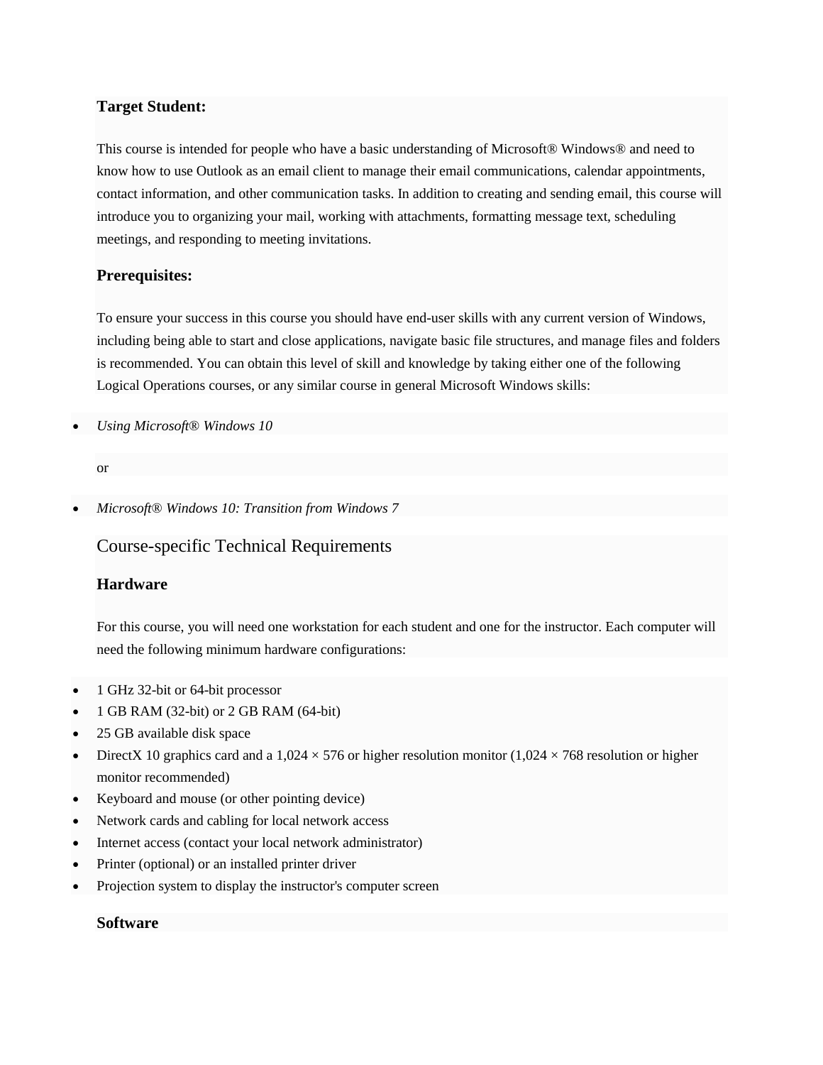### Target Student:

This course is intended for people who have a basic understanding of Microsoft® Windows® and need to know how to use Outlook as an email client to manage their email communications, calendar appointments, contact information, and other communication tasks. In addition to creating and sending email, this course will introduce you to organizing your mail, working with attachments, formatting message text, scheduling meetings, and responding to meeting invitations.

### Prerequisites:

To ensure your success in this course you should have end-user skills with any current version of Windows, including being able to start and close applications, navigate basic file structures, and manage files and folders is recommended. You can obtain this level of skill and knowledge by taking either one of the following Logical Operations courses, or any similar course in general Microsoft Windows skills:

- *Using Microsoft® Windows 10*

  or

- *Microsoft® Windows 10: Transition from Windows 7*

## Course-specific Technical Requirements

### Hardware

For this course, you will need one workstation for each student and one for the instructor. Each computer will need the following minimum hardware configurations:

- 1 GHz 32-bit or 64-bit processor
- 1 GB RAM (32-bit) or 2 GB RAM (64-bit)
- 25 GB available disk space
- DirectX 10 graphics card and a 1,024 × 576 or higher resolution monitor (1,024 × 768 resolution or higher monitor recommended)
- Keyboard and mouse (or other pointing device)
- Network cards and cabling for local network access
- Internet access (contact your local network administrator)
- Printer (optional) or an installed printer driver
- Projection system to display the instructor's computer screen

### Software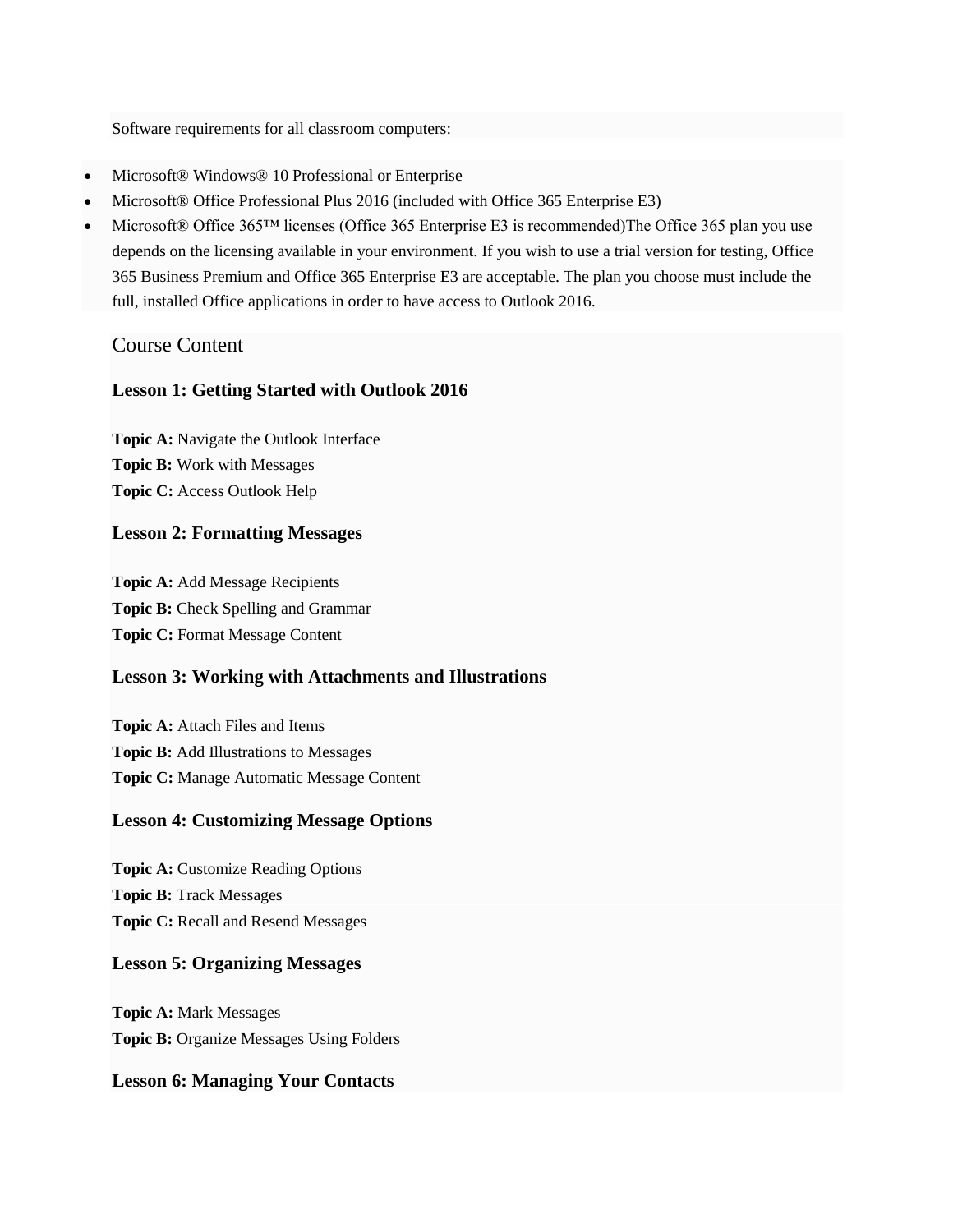Software requirements for all classroom computers:

- Microsoft® Windows® 10 Professional or Enterprise
- Microsoft® Office Professional Plus 2016 (included with Office 365 Enterprise E3)
- Microsoft® Office 365™ licenses (Office 365 Enterprise E3 is recommended)The Office 365 plan you use depends on the licensing available in your environment. If you wish to use a trial version for testing, Office 365 Business Premium and Office 365 Enterprise E3 are acceptable. The plan you choose must include the full, installed Office applications in order to have access to Outlook 2016.

## Course Content

### Lesson 1: Getting Started with Outlook 2016

**Topic A:** Navigate the Outlook Interface
**Topic B:** Work with Messages
**Topic C:** Access Outlook Help

### Lesson 2: Formatting Messages

**Topic A:** Add Message Recipients
**Topic B:** Check Spelling and Grammar
**Topic C:** Format Message Content

### Lesson 3: Working with Attachments and Illustrations

**Topic A:** Attach Files and Items
**Topic B:** Add Illustrations to Messages
**Topic C:** Manage Automatic Message Content

### Lesson 4: Customizing Message Options

**Topic A:** Customize Reading Options
**Topic B:** Track Messages
**Topic C:** Recall and Resend Messages

### Lesson 5: Organizing Messages

**Topic A:** Mark Messages
**Topic B:** Organize Messages Using Folders

### Lesson 6: Managing Your Contacts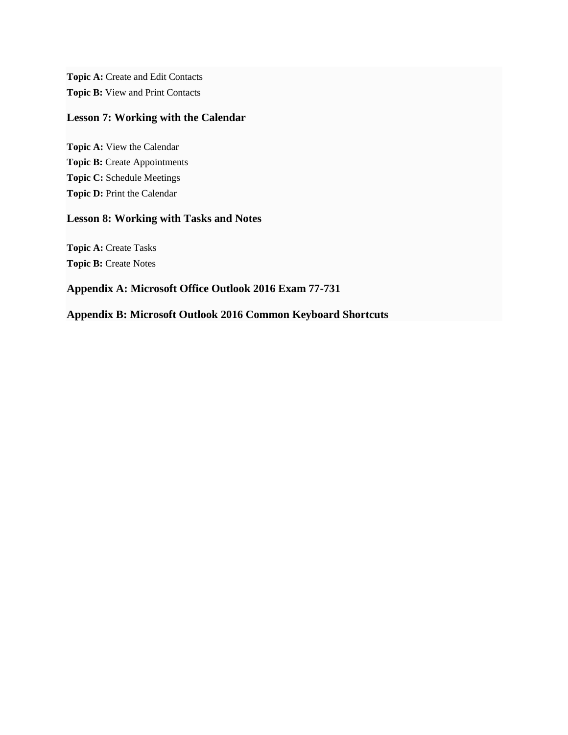**Topic A:** Create and Edit Contacts
**Topic B:** View and Print Contacts

### Lesson 7: Working with the Calendar

**Topic A:** View the Calendar
**Topic B:** Create Appointments
**Topic C:** Schedule Meetings
**Topic D:** Print the Calendar

### Lesson 8: Working with Tasks and Notes

**Topic A:** Create Tasks
**Topic B:** Create Notes

### Appendix A: Microsoft Office Outlook 2016 Exam 77-731

### Appendix B: Microsoft Outlook 2016 Common Keyboard Shortcuts